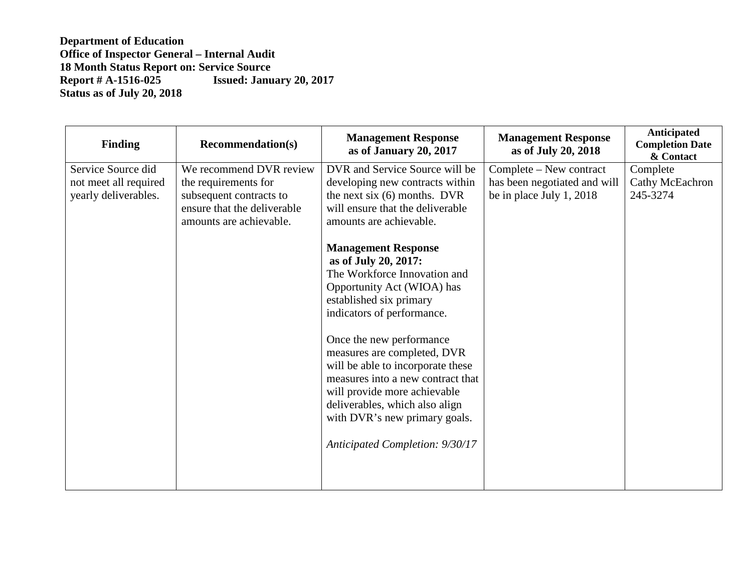**Department of Education**
**Office of Inspector General – Internal Audit**
**18 Month Status Report on: Service Source**
**Report # A-1516-025 Issued: January 20, 2017**
**Status as of July 20, 2018**

| Finding | Recommendation(s) | Management Response as of January 20, 2017 | Management Response as of July 20, 2018 | Anticipated Completion Date & Contact |
|---|---|---|---|---|
| Service Source did not meet all required yearly deliverables. | We recommend DVR review the requirements for subsequent contracts to ensure that the deliverable amounts are achievable. | DVR and Service Source will be developing new contracts within the next six (6) months. DVR will ensure that the deliverable amounts are achievable.<br><br>**Management Response as of July 20, 2017:**<br>The Workforce Innovation and Opportunity Act (WIOA) has established six primary indicators of performance.<br><br>Once the new performance measures are completed, DVR will be able to incorporate these measures into a new contract that will provide more achievable deliverables, which also align with DVR's new primary goals.<br><br>*Anticipated Completion: 9/30/17* | Complete – New contract has been negotiated and will be in place July 1, 2018 | Complete<br>Cathy McEachron<br>245-3274 |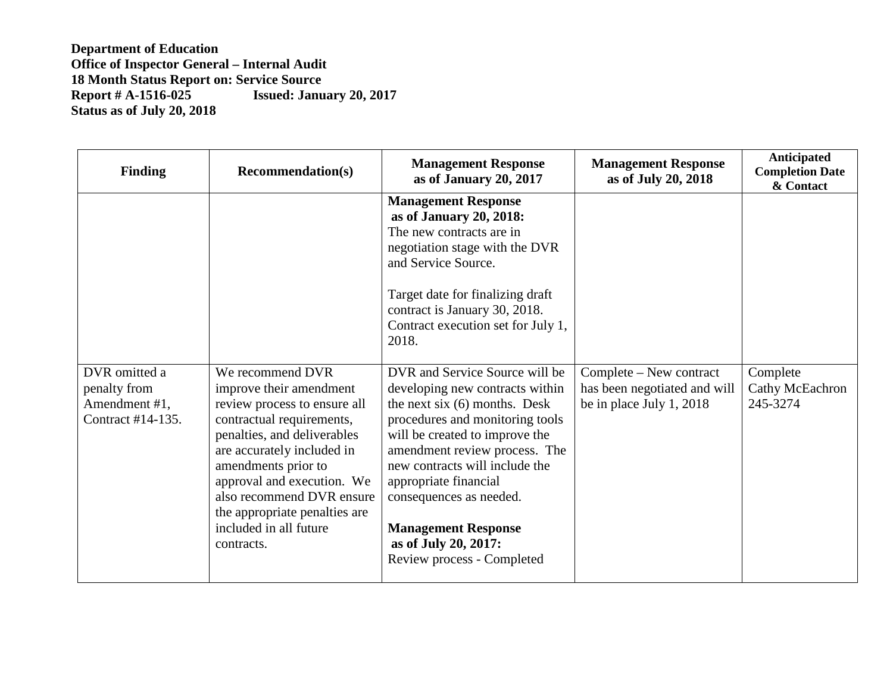**Department of Education**
**Office of Inspector General – Internal Audit**
**18 Month Status Report on: Service Source**
**Report # A-1516-025 Issued: January 20, 2017**
**Status as of July 20, 2018**

| Finding | Recommendation(s) | Management Response as of January 20, 2017 | Management Response as of July 20, 2018 | Anticipated Completion Date & Contact |
|---|---|---|---|---|
| | | **Management Response as of January 20, 2018:** The new contracts are in negotiation stage with the DVR and Service Source.<br><br>Target date for finalizing draft contract is January 30, 2018. Contract execution set for July 1, 2018. | | |
| DVR omitted a penalty from Amendment #1, Contract #14-135. | We recommend DVR improve their amendment review process to ensure all contractual requirements, penalties, and deliverables are accurately included in amendments prior to approval and execution. We also recommend DVR ensure the appropriate penalties are included in all future contracts. | DVR and Service Source will be developing new contracts within the next six (6) months. Desk procedures and monitoring tools will be created to improve the amendment review process. The new contracts will include the appropriate financial consequences as needed.<br><br>**Management Response as of July 20, 2017:** Review process - Completed | Complete – New contract has been negotiated and will be in place July 1, 2018 | Complete Cathy McEachron 245-3274 |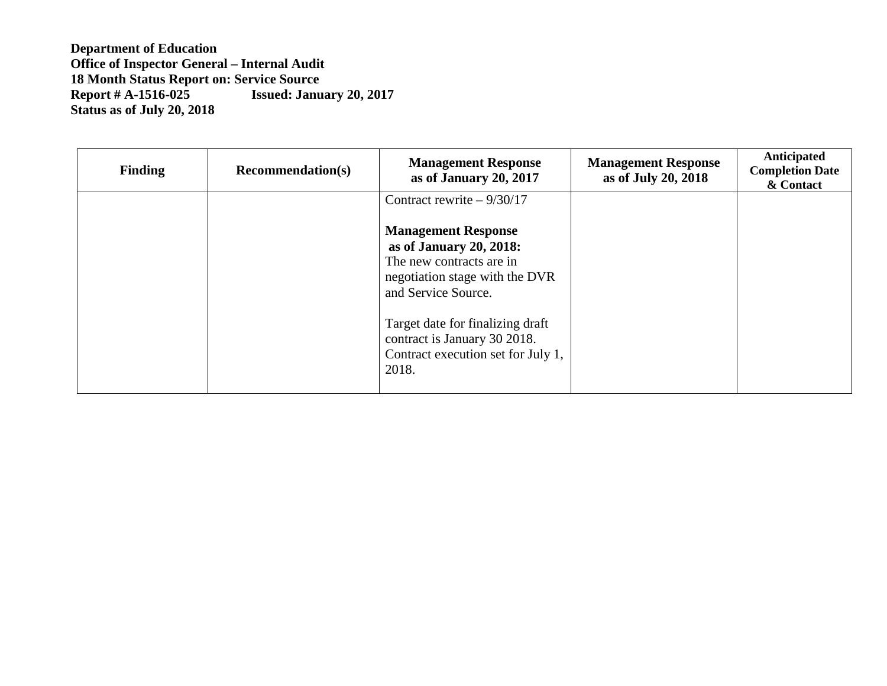**Department of Education**
**Office of Inspector General – Internal Audit**
**18 Month Status Report on: Service Source**
**Report # A-1516-025 Issued: January 20, 2017**
**Status as of July 20, 2018**

| Finding | Recommendation(s) | Management Response as of January 20, 2017 | Management Response as of July 20, 2018 | Anticipated Completion Date & Contact |
|---|---|---|---|---|
| | | Contract rewrite – 9/30/17<br><br>**Management Response as of January 20, 2018:**<br>The new contracts are in negotiation stage with the DVR and Service Source.<br><br>Target date for finalizing draft contract is January 30 2018. Contract execution set for July 1, 2018. | | |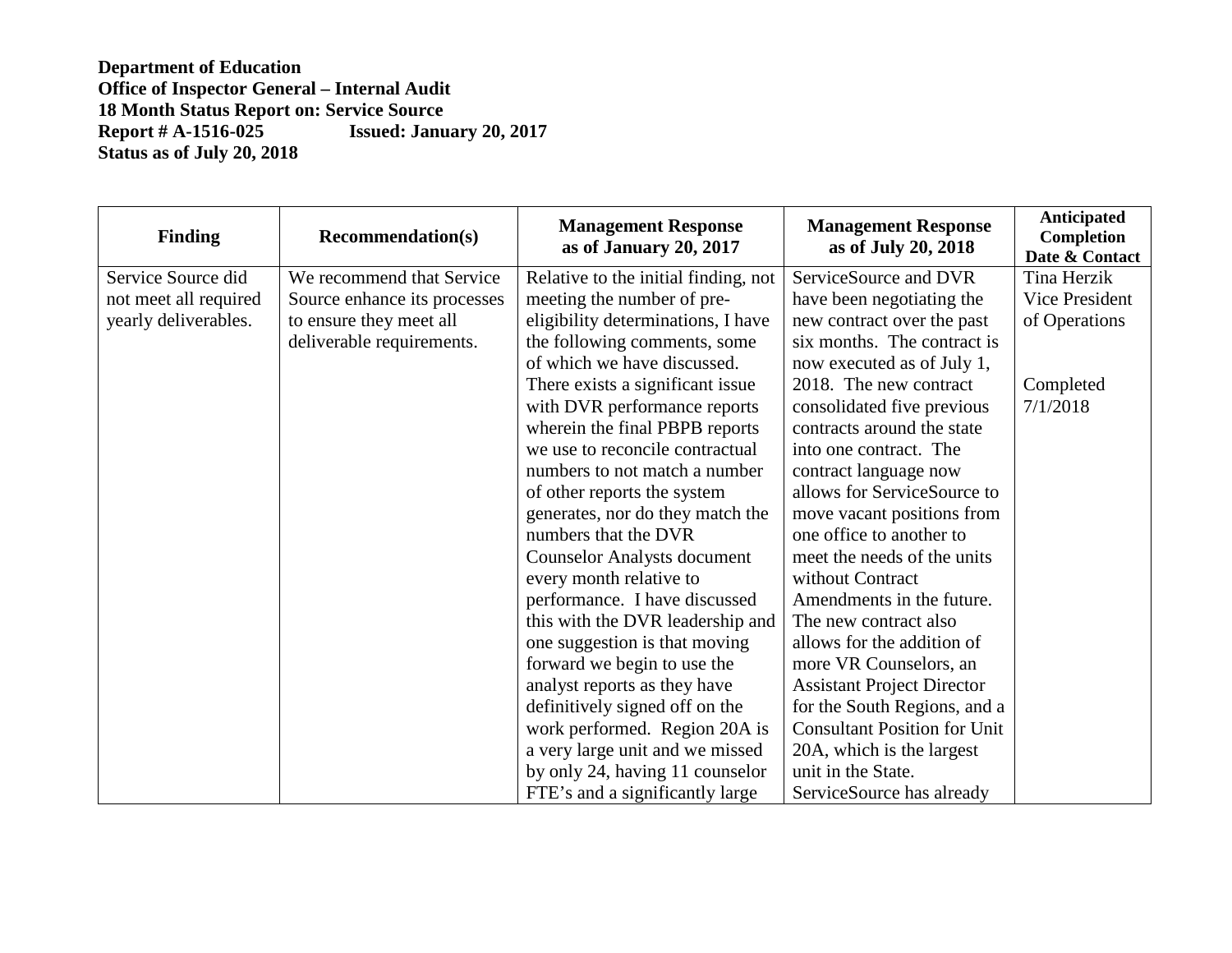**Department of Education**
**Office of Inspector General – Internal Audit**
**18 Month Status Report on: Service Source**
**Report # A-1516-025 Issued: January 20, 2017**
**Status as of July 20, 2018**

| Finding | Recommendation(s) | Management Response as of January 20, 2017 | Management Response as of July 20, 2018 | Anticipated Completion Date & Contact |
|---|---|---|---|---|
| Service Source did not meet all required yearly deliverables. | We recommend that Service Source enhance its processes to ensure they meet all deliverable requirements. | Relative to the initial finding, not meeting the number of pre-eligibility determinations, I have the following comments, some of which we have discussed. There exists a significant issue with DVR performance reports wherein the final PBPB reports we use to reconcile contractual numbers to not match a number of other reports the system generates, nor do they match the numbers that the DVR Counselor Analysts document every month relative to performance. I have discussed this with the DVR leadership and one suggestion is that moving forward we begin to use the analyst reports as they have definitively signed off on the work performed. Region 20A is a very large unit and we missed by only 24, having 11 counselor FTE's and a significantly large | ServiceSource and DVR have been negotiating the new contract over the past six months. The contract is now executed as of July 1, 2018. The new contract consolidated five previous contracts around the state into one contract. The contract language now allows for ServiceSource to move vacant positions from one office to another to meet the needs of the units without Contract Amendments in the future. The new contract also allows for the addition of more VR Counselors, an Assistant Project Director for the South Regions, and a Consultant Position for Unit 20A, which is the largest unit in the State. ServiceSource has already | Tina Herzik Vice President of Operations<br><br>Completed 7/1/2018 |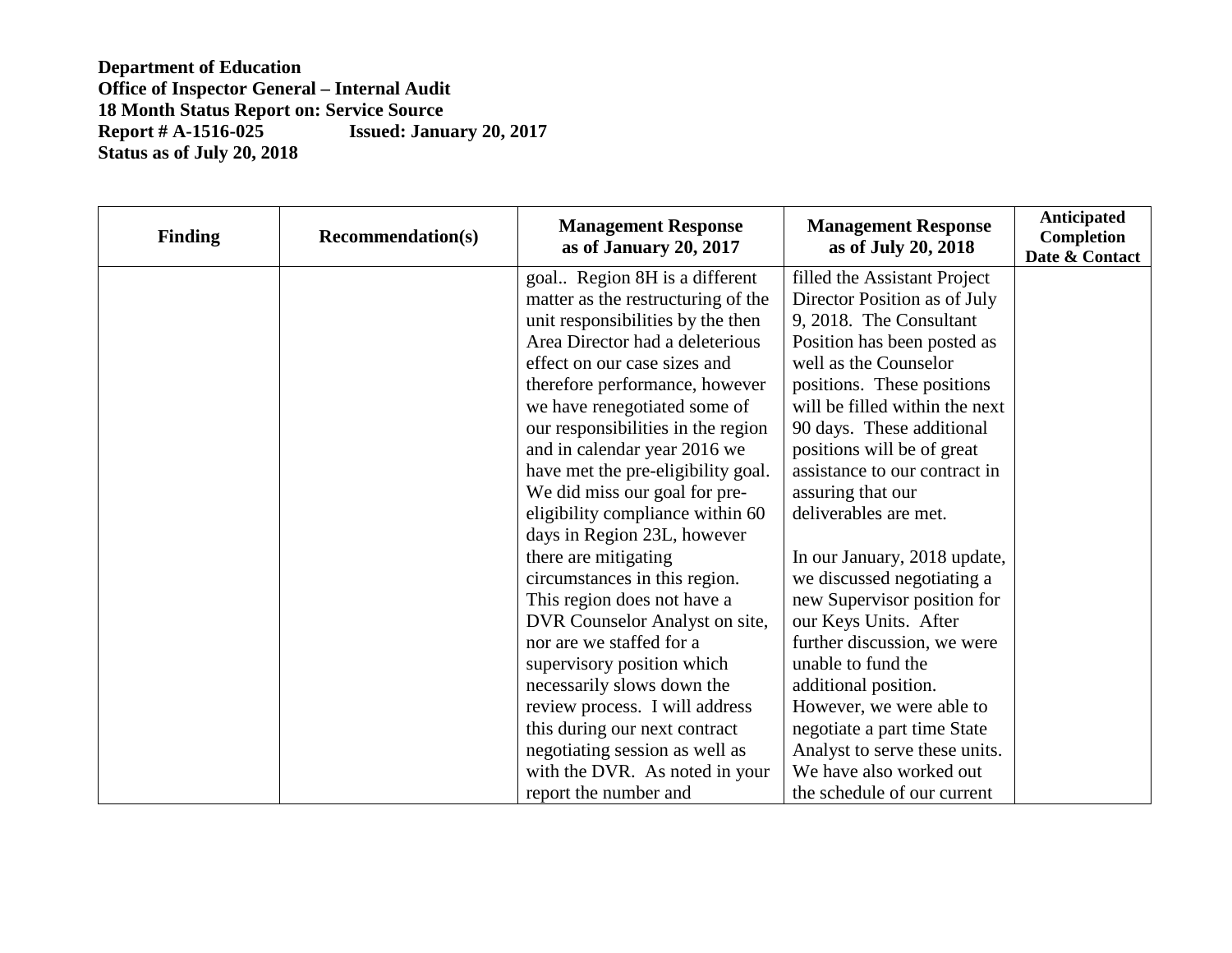**Department of Education**
**Office of Inspector General – Internal Audit**
**18 Month Status Report on: Service Source**
**Report # A-1516-025 Issued: January 20, 2017**
**Status as of July 20, 2018**

| Finding | Recommendation(s) | Management Response as of January 20, 2017 | Management Response as of July 20, 2018 | Anticipated Completion Date & Contact |
|---|---|---|---|---|
| | | goal.. Region 8H is a different matter as the restructuring of the unit responsibilities by the then Area Director had a deleterious effect on our case sizes and therefore performance, however we have renegotiated some of our responsibilities in the region and in calendar year 2016 we have met the pre-eligibility goal. We did miss our goal for pre-eligibility compliance within 60 days in Region 23L, however there are mitigating circumstances in this region. This region does not have a DVR Counselor Analyst on site, nor are we staffed for a supervisory position which necessarily slows down the review process. I will address this during our next contract negotiating session as well as with the DVR. As noted in your report the number and | filled the Assistant Project Director Position as of July 9, 2018. The Consultant Position has been posted as well as the Counselor positions. These positions will be filled within the next 90 days. These additional positions will be of great assistance to our contract in assuring that our deliverables are met.<br><br>In our January, 2018 update, we discussed negotiating a new Supervisor position for our Keys Units. After further discussion, we were unable to fund the additional position. However, we were able to negotiate a part time State Analyst to serve these units. We have also worked out the schedule of our current | |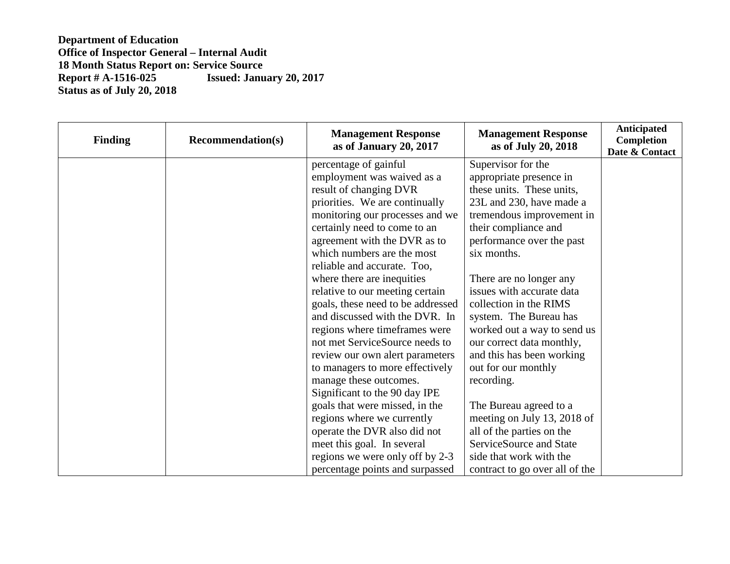**Department of Education**
**Office of Inspector General – Internal Audit**
**18 Month Status Report on: Service Source**
**Report # A-1516-025 Issued: January 20, 2017**
**Status as of July 20, 2018**

| Finding | Recommendation(s) | Management Response as of January 20, 2017 | Management Response as of July 20, 2018 | Anticipated Completion Date & Contact |
|---|---|---|---|---|
| | | percentage of gainful employment was waived as a result of changing DVR priorities. We are continually monitoring our processes and we certainly need to come to an agreement with the DVR as to which numbers are the most reliable and accurate. Too, where there are inequities relative to our meeting certain goals, these need to be addressed and discussed with the DVR. In regions where timeframes were not met ServiceSource needs to review our own alert parameters to managers to more effectively manage these outcomes. Significant to the 90 day IPE goals that were missed, in the regions where we currently operate the DVR also did not meet this goal. In several regions we were only off by 2-3 percentage points and surpassed | Supervisor for the appropriate presence in these units. These units, 23L and 230, have made a tremendous improvement in their compliance and performance over the past six months.<br><br>There are no longer any issues with accurate data collection in the RIMS system. The Bureau has worked out a way to send us our correct data monthly, and this has been working out for our monthly recording.<br><br>The Bureau agreed to a meeting on July 13, 2018 of all of the parties on the ServiceSource and State side that work with the contract to go over all of the | |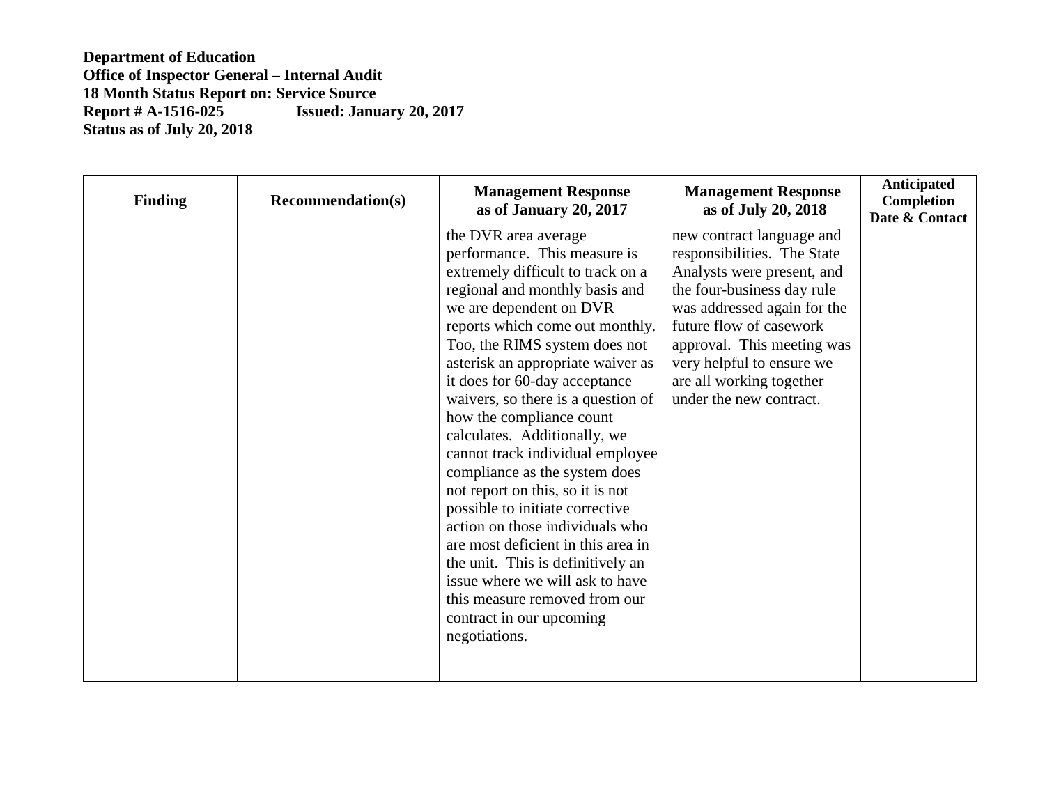**Department of Education**
**Office of Inspector General – Internal Audit**
**18 Month Status Report on: Service Source**
**Report # A-1516-025 Issued: January 20, 2017**
**Status as of July 20, 2018**

| Finding | Recommendation(s) | Management Response as of January 20, 2017 | Management Response as of July 20, 2018 | Anticipated Completion Date & Contact |
|---|---|---|---|---|
| | | the DVR area average performance. This measure is extremely difficult to track on a regional and monthly basis and we are dependent on DVR reports which come out monthly. Too, the RIMS system does not asterisk an appropriate waiver as it does for 60-day acceptance waivers, so there is a question of how the compliance count calculates. Additionally, we cannot track individual employee compliance as the system does not report on this, so it is not possible to initiate corrective action on those individuals who are most deficient in this area in the unit. This is definitively an issue where we will ask to have this measure removed from our contract in our upcoming negotiations. | new contract language and responsibilities. The State Analysts were present, and the four-business day rule was addressed again for the future flow of casework approval. This meeting was very helpful to ensure we are all working together under the new contract. | |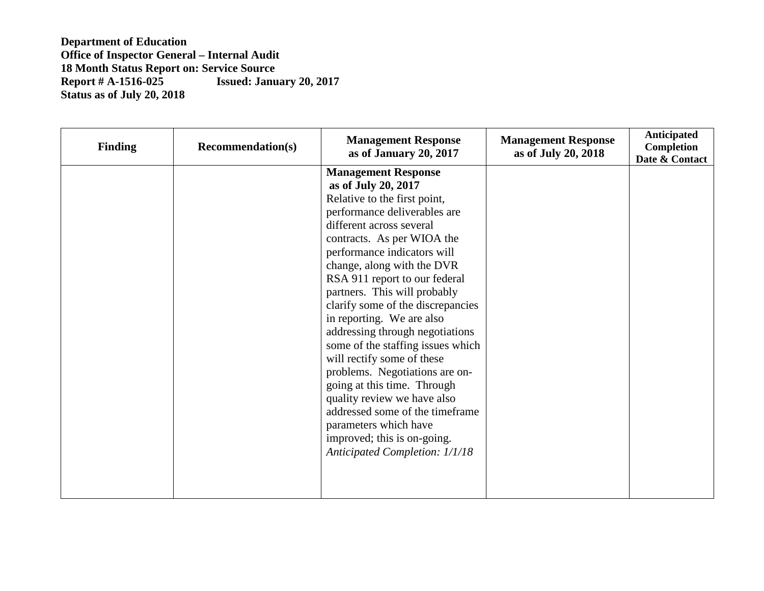**Department of Education**
**Office of Inspector General – Internal Audit**
**18 Month Status Report on: Service Source**
**Report # A-1516-025 Issued: January 20, 2017**
**Status as of July 20, 2018**

| Finding | Recommendation(s) | Management Response as of January 20, 2017 | Management Response as of July 20, 2018 | Anticipated Completion Date & Contact |
|---|---|---|---|---|
| | | **Management Response as of July 20, 2017** Relative to the first point, performance deliverables are different across several contracts. As per WIOA the performance indicators will change, along with the DVR RSA 911 report to our federal partners. This will probably clarify some of the discrepancies in reporting. We are also addressing through negotiations some of the staffing issues which will rectify some of these problems. Negotiations are on-going at this time. Through quality review we have also addressed some of the timeframe parameters which have improved; this is on-going. *Anticipated Completion: 1/1/18* | | |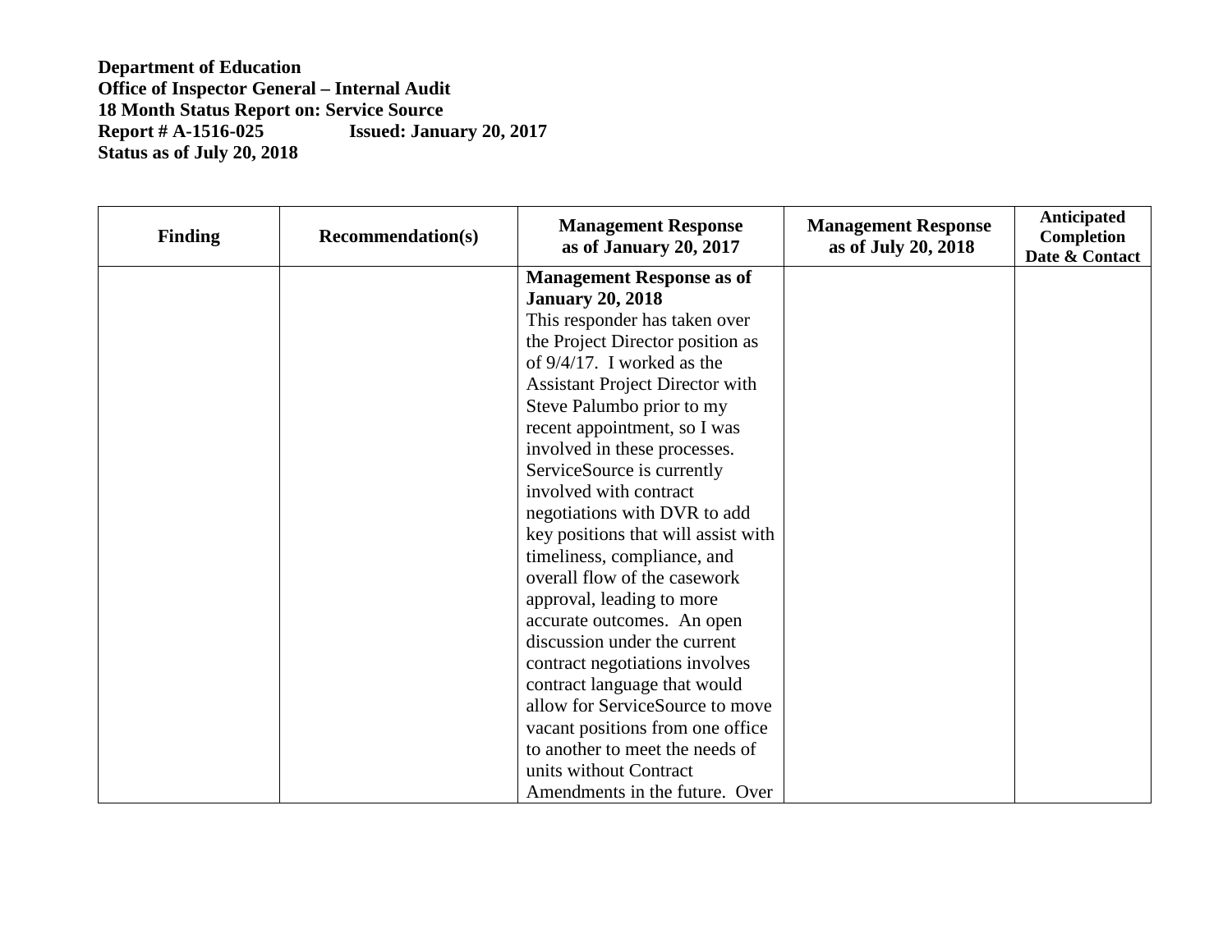**Department of Education**
**Office of Inspector General – Internal Audit**
**18 Month Status Report on: Service Source**
**Report # A-1516-025 Issued: January 20, 2017**
**Status as of July 20, 2018**

| Finding | Recommendation(s) | Management Response as of January 20, 2017 | Management Response as of July 20, 2018 | Anticipated Completion Date & Contact |
|---|---|---|---|---|
| | | **Management Response as of January 20, 2018** This responder has taken over the Project Director position as of 9/4/17. I worked as the Assistant Project Director with Steve Palumbo prior to my recent appointment, so I was involved in these processes. ServiceSource is currently involved with contract negotiations with DVR to add key positions that will assist with timeliness, compliance, and overall flow of the casework approval, leading to more accurate outcomes. An open discussion under the current contract negotiations involves contract language that would allow for ServiceSource to move vacant positions from one office to another to meet the needs of units without Contract Amendments in the future. Over | | |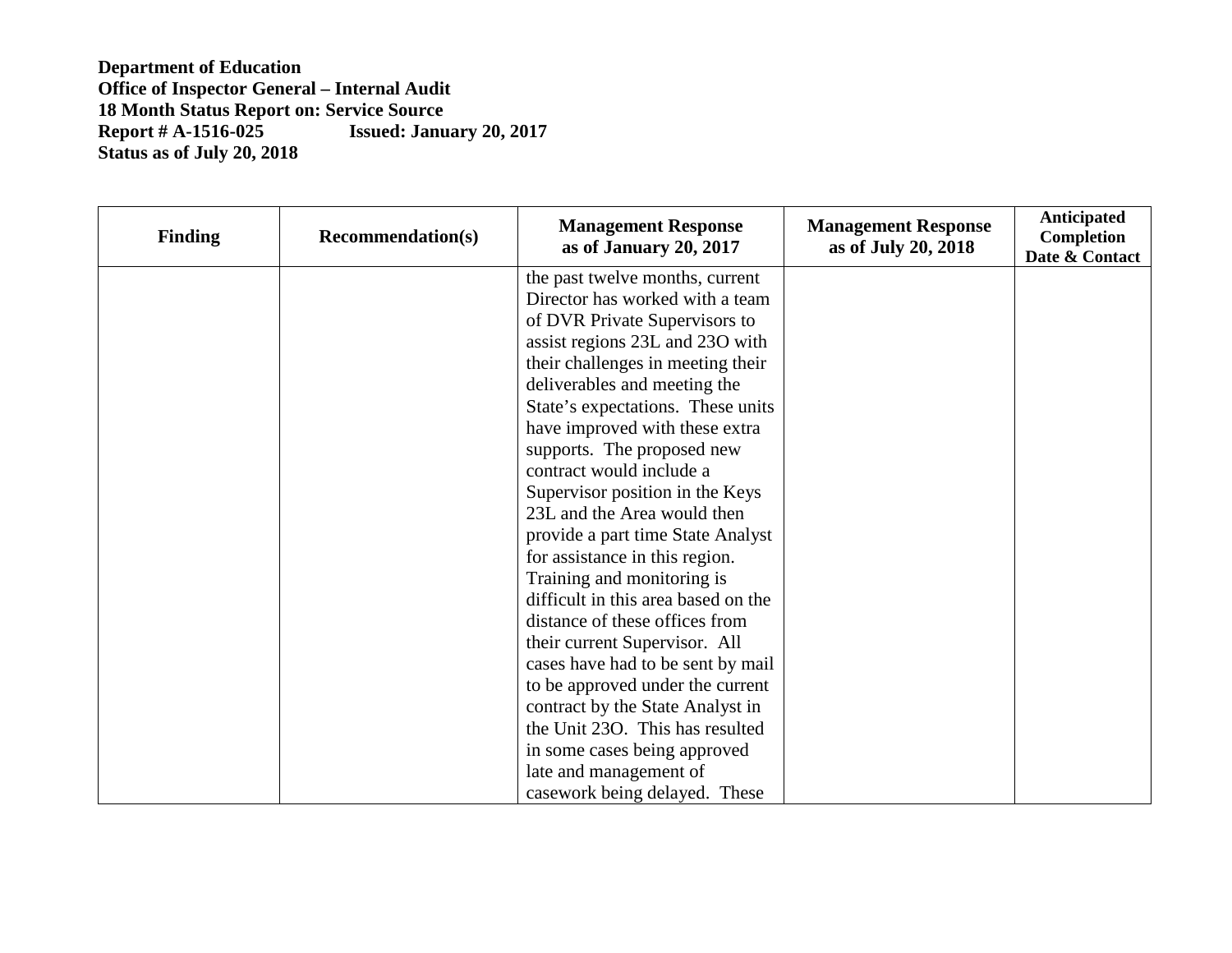**Department of Education**
**Office of Inspector General – Internal Audit**
**18 Month Status Report on: Service Source**
**Report # A-1516-025 Issued: January 20, 2017**
**Status as of July 20, 2018**

| Finding | Recommendation(s) | Management Response as of January 20, 2017 | Management Response as of July 20, 2018 | Anticipated Completion Date & Contact |
|---|---|---|---|---|
| | | the past twelve months, current Director has worked with a team of DVR Private Supervisors to assist regions 23L and 23O with their challenges in meeting their deliverables and meeting the State's expectations. These units have improved with these extra supports. The proposed new contract would include a Supervisor position in the Keys 23L and the Area would then provide a part time State Analyst for assistance in this region. Training and monitoring is difficult in this area based on the distance of these offices from their current Supervisor. All cases have had to be sent by mail to be approved under the current contract by the State Analyst in the Unit 23O. This has resulted in some cases being approved late and management of casework being delayed. These | | |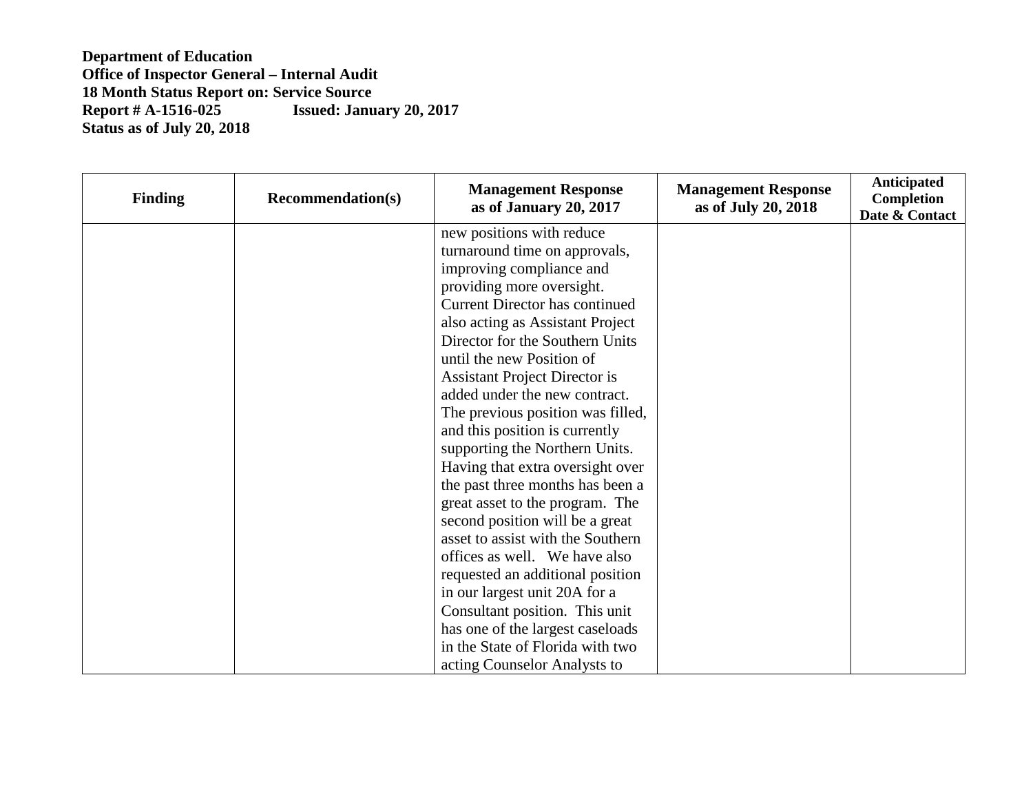**Department of Education**
**Office of Inspector General – Internal Audit**
**18 Month Status Report on: Service Source**
**Report # A-1516-025 Issued: January 20, 2017**
**Status as of July 20, 2018**

| Finding | Recommendation(s) | Management Response as of January 20, 2017 | Management Response as of July 20, 2018 | Anticipated Completion Date & Contact |
|---|---|---|---|---|
| | | new positions with reduce turnaround time on approvals, improving compliance and providing more oversight. Current Director has continued also acting as Assistant Project Director for the Southern Units until the new Position of Assistant Project Director is added under the new contract. The previous position was filled, and this position is currently supporting the Northern Units. Having that extra oversight over the past three months has been a great asset to the program. The second position will be a great asset to assist with the Southern offices as well. We have also requested an additional position in our largest unit 20A for a Consultant position. This unit has one of the largest caseloads in the State of Florida with two acting Counselor Analysts to | | |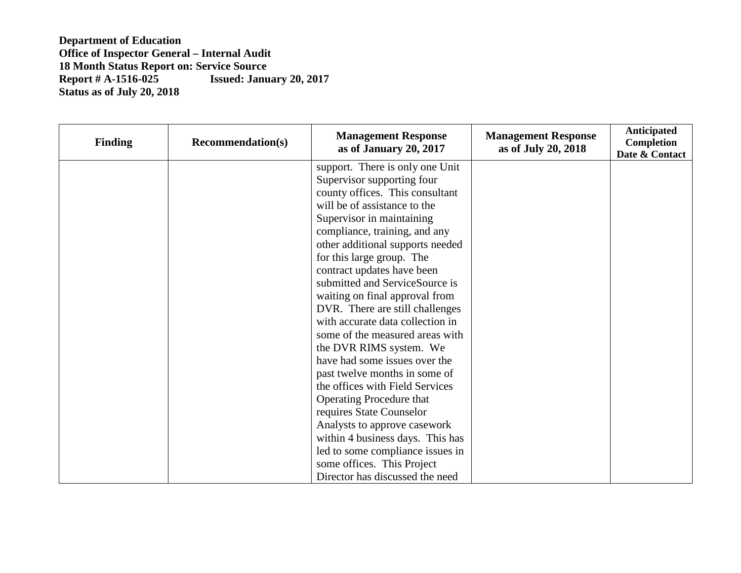**Department of Education**
**Office of Inspector General – Internal Audit**
**18 Month Status Report on: Service Source**
**Report # A-1516-025 Issued: January 20, 2017**
**Status as of July 20, 2018**

| Finding | Recommendation(s) | Management Response as of January 20, 2017 | Management Response as of July 20, 2018 | Anticipated Completion Date & Contact |
|---|---|---|---|---|
| | | support. There is only one Unit Supervisor supporting four county offices. This consultant will be of assistance to the Supervisor in maintaining compliance, training, and any other additional supports needed for this large group. The contract updates have been submitted and ServiceSource is waiting on final approval from DVR. There are still challenges with accurate data collection in some of the measured areas with the DVR RIMS system. We have had some issues over the past twelve months in some of the offices with Field Services Operating Procedure that requires State Counselor Analysts to approve casework within 4 business days. This has led to some compliance issues in some offices. This Project Director has discussed the need | | |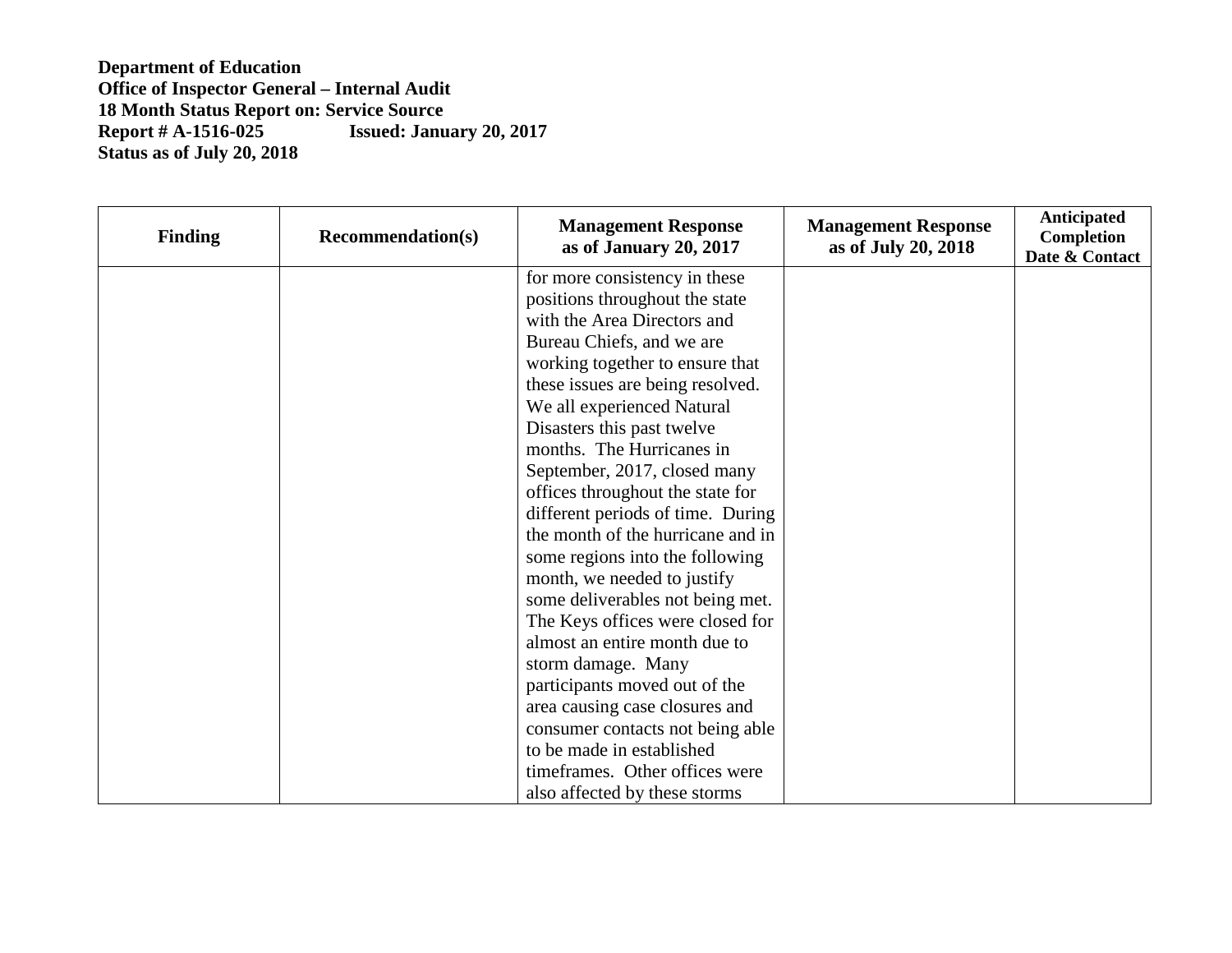**Department of Education**
**Office of Inspector General – Internal Audit**
**18 Month Status Report on: Service Source**
**Report # A-1516-025 Issued: January 20, 2017**
**Status as of July 20, 2018**

| Finding | Recommendation(s) | Management Response as of January 20, 2017 | Management Response as of July 20, 2018 | Anticipated Completion Date & Contact |
|---|---|---|---|---|
| | | for more consistency in these positions throughout the state with the Area Directors and Bureau Chiefs, and we are working together to ensure that these issues are being resolved. We all experienced Natural Disasters this past twelve months. The Hurricanes in September, 2017, closed many offices throughout the state for different periods of time. During the month of the hurricane and in some regions into the following month, we needed to justify some deliverables not being met. The Keys offices were closed for almost an entire month due to storm damage. Many participants moved out of the area causing case closures and consumer contacts not being able to be made in established timeframes. Other offices were also affected by these storms | | |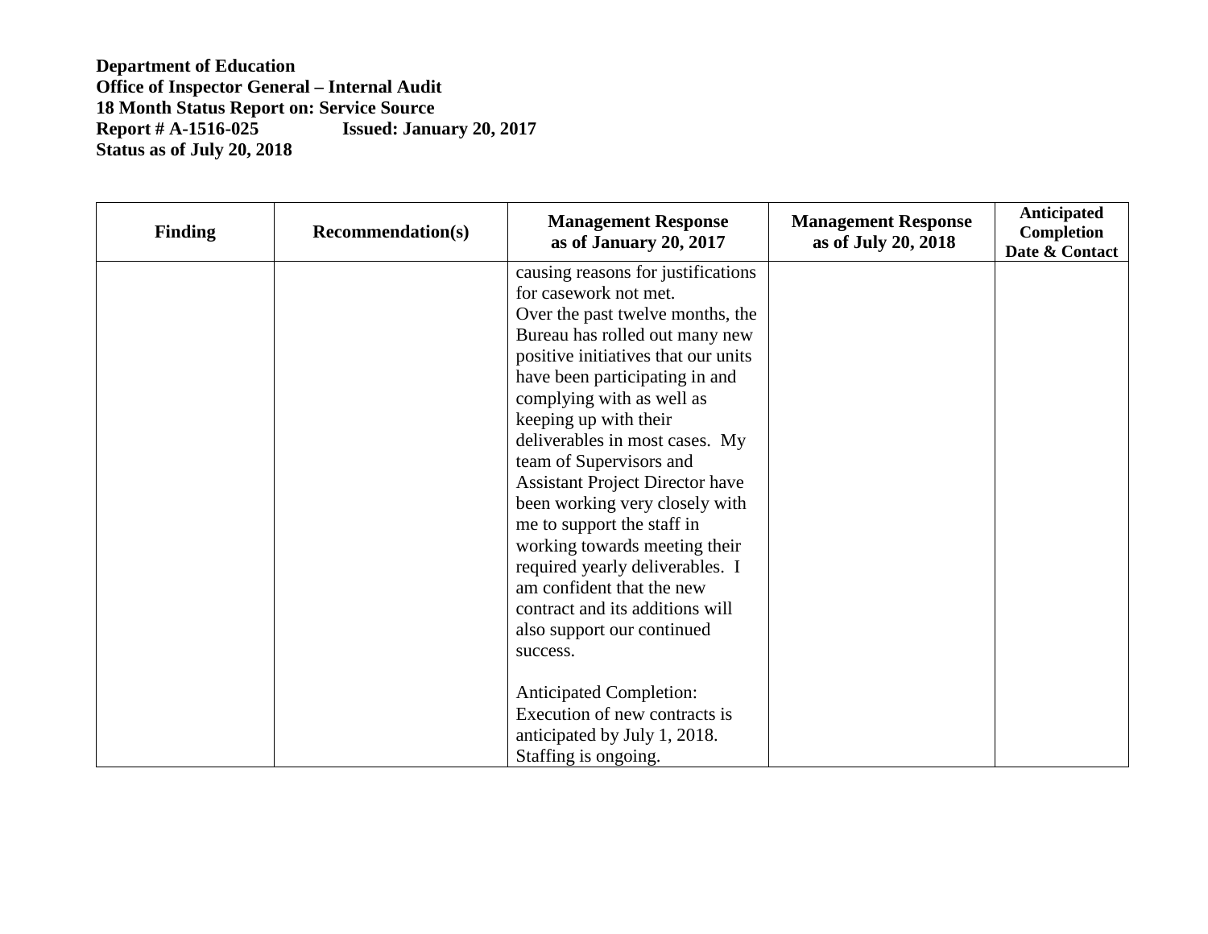**Department of Education**
**Office of Inspector General – Internal Audit**
**18 Month Status Report on: Service Source**
**Report # A-1516-025 Issued: January 20, 2017**
**Status as of July 20, 2018**

| Finding | Recommendation(s) | Management Response as of January 20, 2017 | Management Response as of July 20, 2018 | Anticipated Completion Date & Contact |
|---|---|---|---|---|
| | | causing reasons for justifications for casework not met.<br>Over the past twelve months, the Bureau has rolled out many new positive initiatives that our units have been participating in and complying with as well as keeping up with their deliverables in most cases. My team of Supervisors and Assistant Project Director have been working very closely with me to support the staff in working towards meeting their required yearly deliverables. I am confident that the new contract and its additions will also support our continued success.<br><br>Anticipated Completion: Execution of new contracts is anticipated by July 1, 2018. Staffing is ongoing. | | |